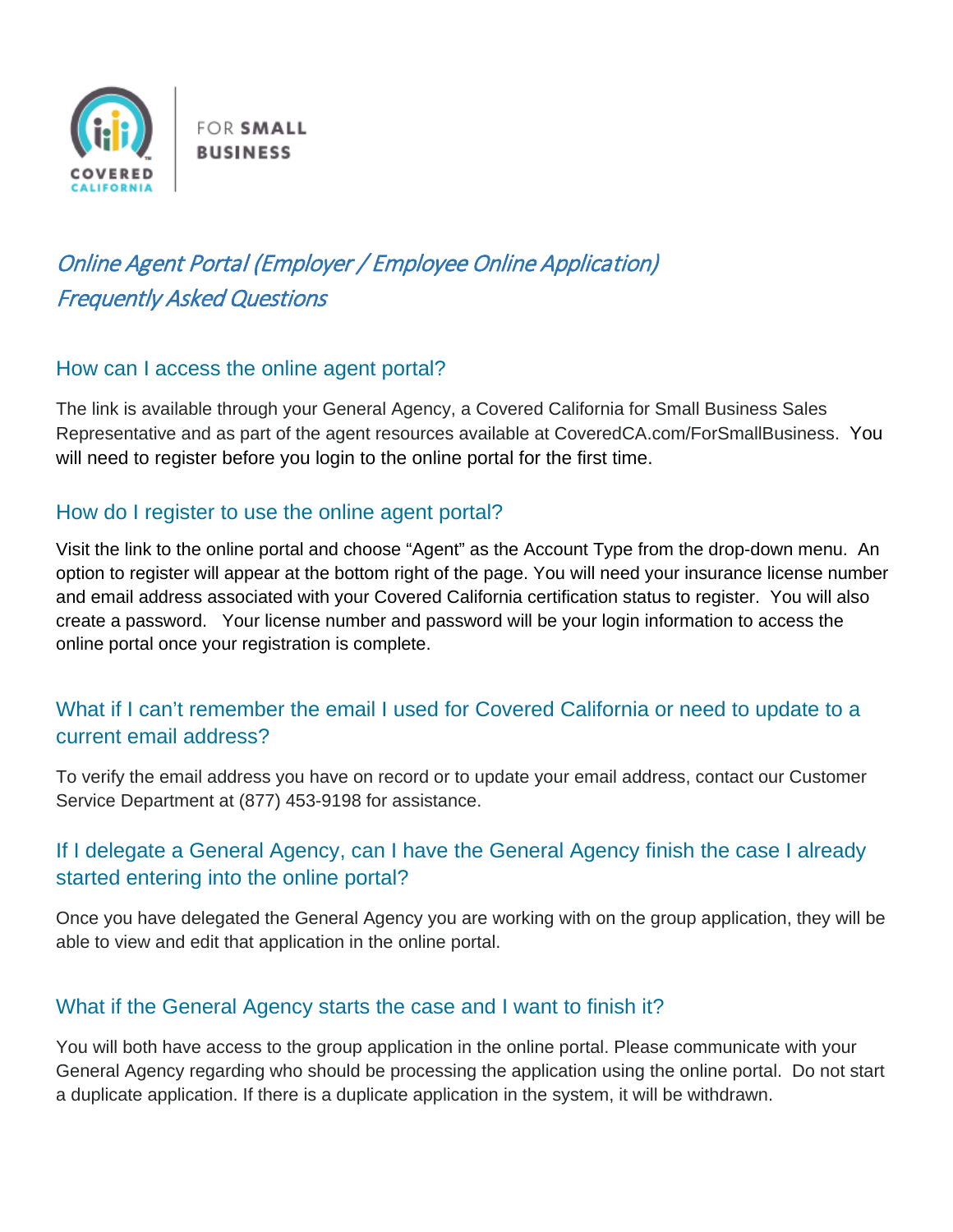COVERED CALIFORNIA | FOR SMALL BUSINESS

# *Online Agent Portal (Employer / Employee Online Application) Frequently Asked Questions*

## How can I access the online agent portal?

The link is available through your General Agency, a Covered California for Small Business Sales Representative and as part of the agent resources available at CoveredCA.com/ForSmallBusiness. You will need to register before you login to the online portal for the first time.

## How do I register to use the online agent portal?

Visit the link to the online portal and choose "Agent" as the Account Type from the drop-down menu. An option to register will appear at the bottom right of the page. You will need your insurance license number and email address associated with your Covered California certification status to register. You will also create a password. Your license number and password will be your login information to access the online portal once your registration is complete.

## What if I can't remember the email I used for Covered California or need to update to a current email address?

To verify the email address you have on record or to update your email address, contact our Customer Service Department at (877) 453-9198 for assistance.

## If I delegate a General Agency, can I have the General Agency finish the case I already started entering into the online portal?

Once you have delegated the General Agency you are working with on the group application, they will be able to view and edit that application in the online portal.

## What if the General Agency starts the case and I want to finish it?

You will both have access to the group application in the online portal. Please communicate with your General Agency regarding who should be processing the application using the online portal. Do not start a duplicate application. If there is a duplicate application in the system, it will be withdrawn.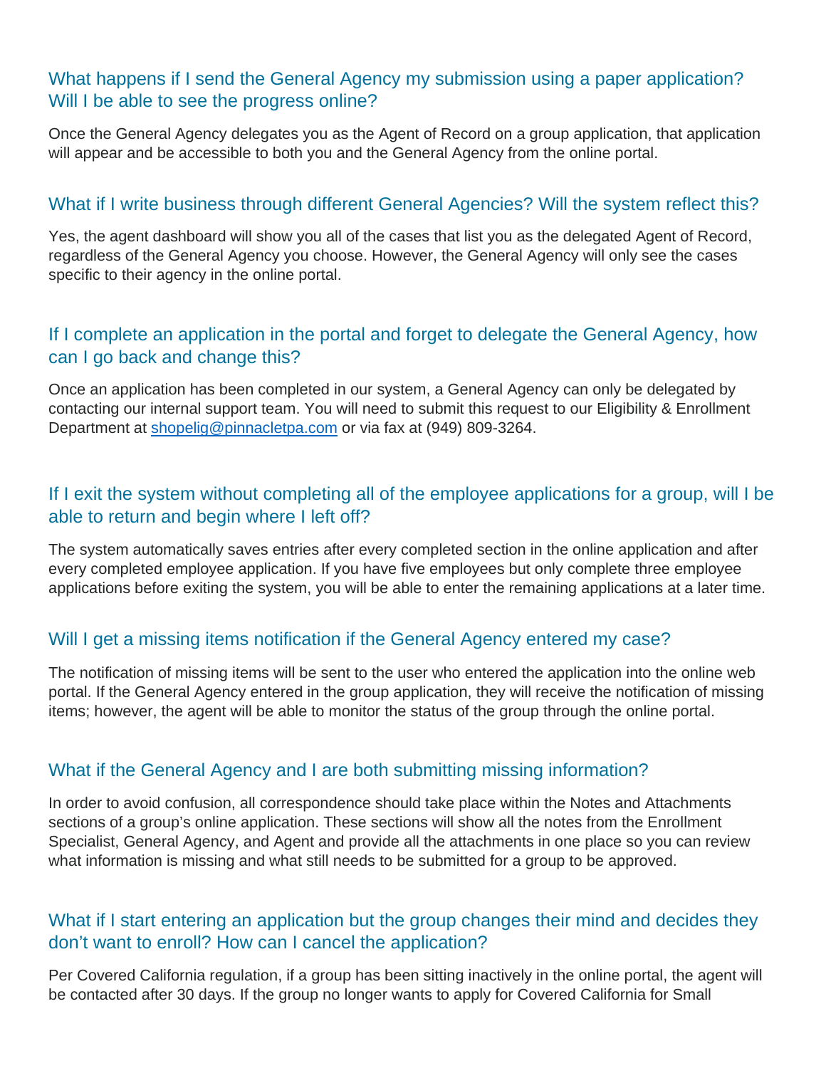## What happens if I send the General Agency my submission using a paper application? Will I be able to see the progress online?

Once the General Agency delegates you as the Agent of Record on a group application, that application will appear and be accessible to both you and the General Agency from the online portal.

## What if I write business through different General Agencies? Will the system reflect this?

Yes, the agent dashboard will show you all of the cases that list you as the delegated Agent of Record, regardless of the General Agency you choose. However, the General Agency will only see the cases specific to their agency in the online portal.

## If I complete an application in the portal and forget to delegate the General Agency, how can I go back and change this?

Once an application has been completed in our system, a General Agency can only be delegated by contacting our internal support team. You will need to submit this request to our Eligibility & Enrollment Department at [shopelig@pinnacletpa.com](mailto:shopelig@pinnacletpa.com) or via fax at (949) 809-3264.

## If I exit the system without completing all of the employee applications for a group, will I be able to return and begin where I left off?

The system automatically saves entries after every completed section in the online application and after every completed employee application. If you have five employees but only complete three employee applications before exiting the system, you will be able to enter the remaining applications at a later time.

## Will I get a missing items notification if the General Agency entered my case?

The notification of missing items will be sent to the user who entered the application into the online web portal. If the General Agency entered in the group application, they will receive the notification of missing items; however, the agent will be able to monitor the status of the group through the online portal.

## What if the General Agency and I are both submitting missing information?

In order to avoid confusion, all correspondence should take place within the Notes and Attachments sections of a group's online application. These sections will show all the notes from the Enrollment Specialist, General Agency, and Agent and provide all the attachments in one place so you can review what information is missing and what still needs to be submitted for a group to be approved.

## What if I start entering an application but the group changes their mind and decides they don't want to enroll? How can I cancel the application?

Per Covered California regulation, if a group has been sitting inactively in the online portal, the agent will be contacted after 30 days. If the group no longer wants to apply for Covered California for Small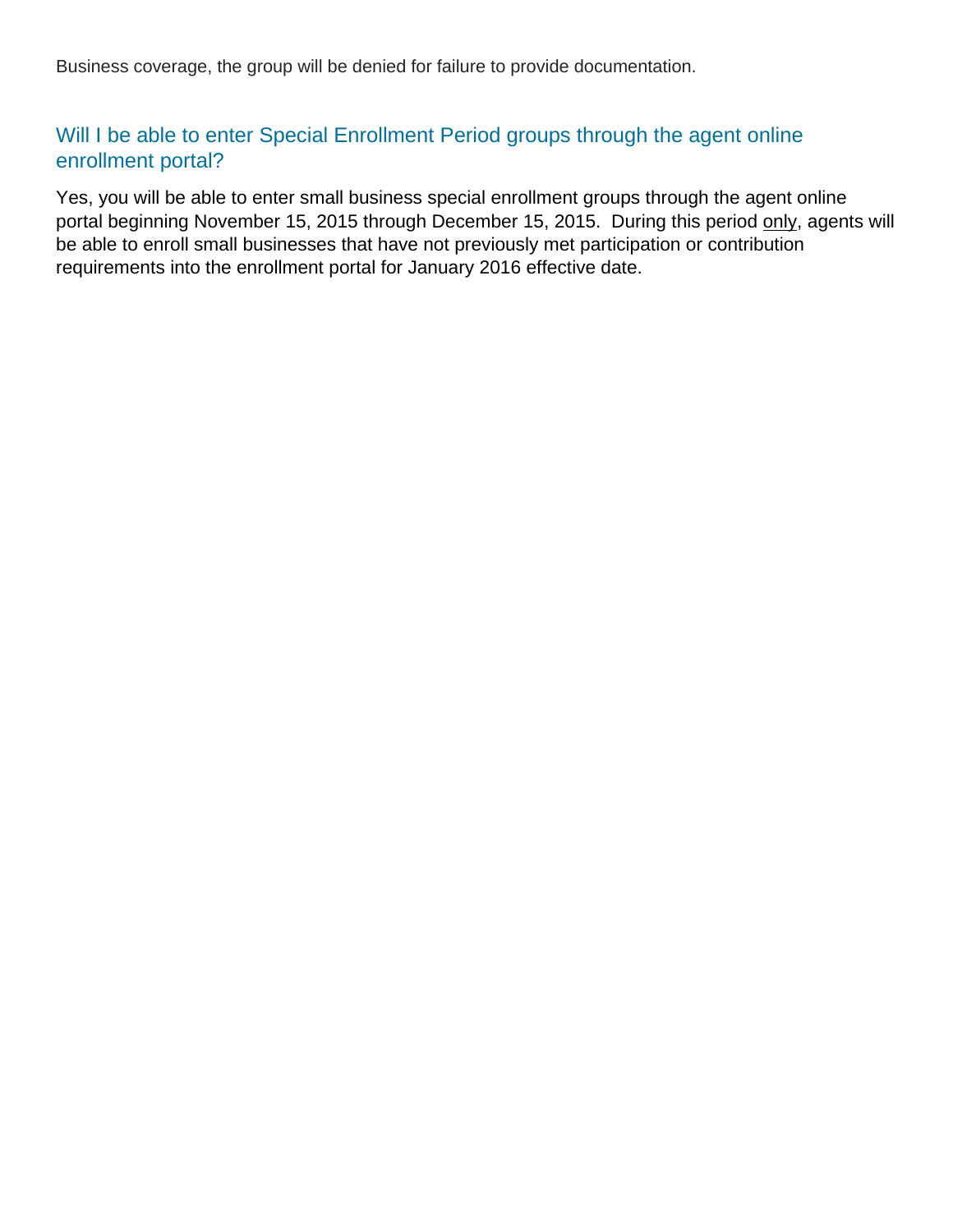Business coverage, the group will be denied for failure to provide documentation.

## Will I be able to enter Special Enrollment Period groups through the agent online enrollment portal?

Yes, you will be able to enter small business special enrollment groups through the agent online portal beginning November 15, 2015 through December 15, 2015. During this period only, agents will be able to enroll small businesses that have not previously met participation or contribution requirements into the enrollment portal for January 2016 effective date.